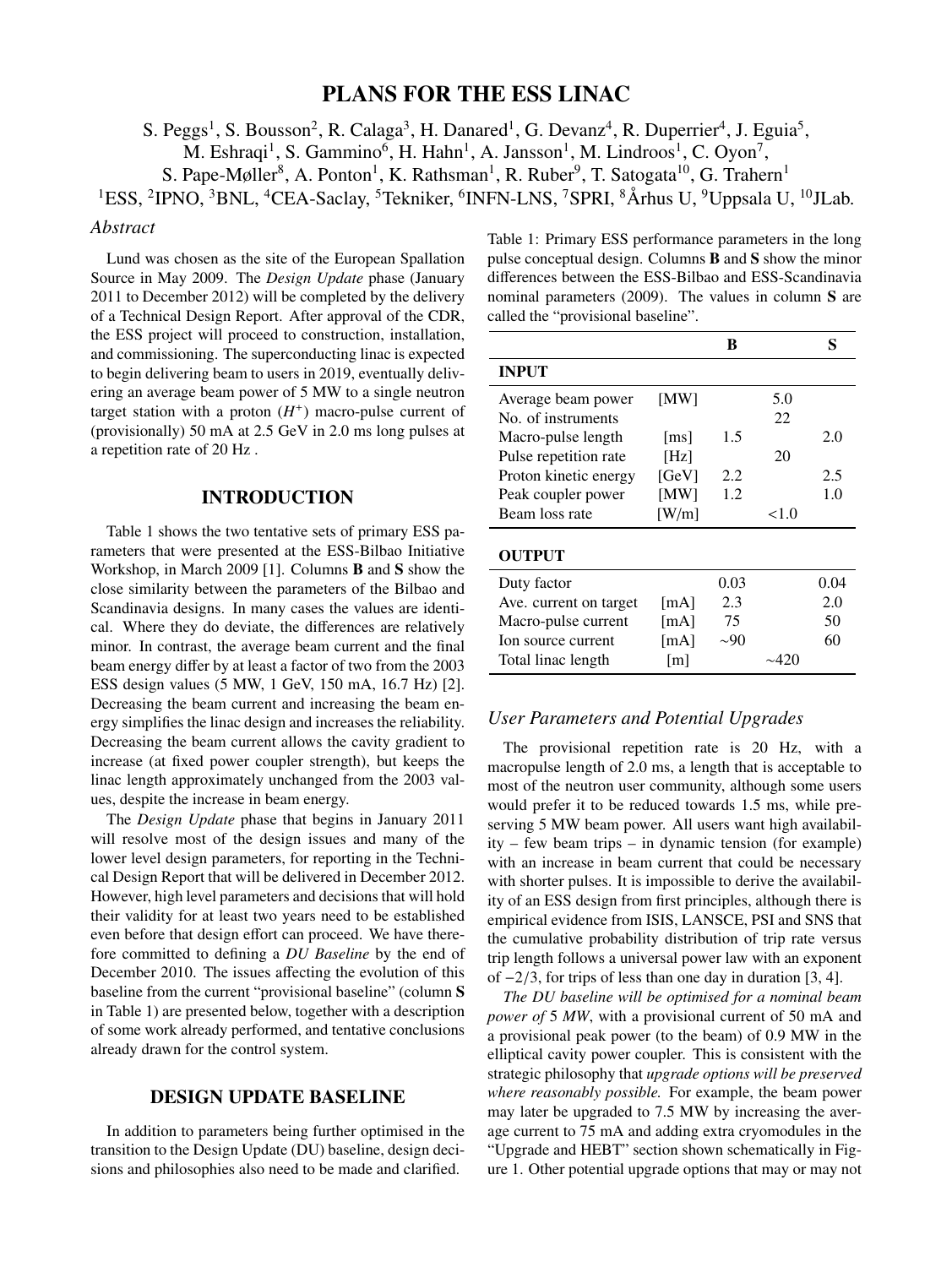# PLANS FOR THE ESS LINAC

S. Peggs[1], S. Bousson[2], R. Calaga[3], H. Danared[1], G. Devanz[4], R. Duperrier[4], J. Eguia[5], M. Eshraqi[1], S. Gammino[6], H. Hahn[1], A. Jansson[1], M. Lindroos[1], C. Oyon[7], S. Pape-Møller[8], A. Ponton[1], K. Rathsman[1], R. Ruber[9], T. Satogata[10], G. Trahern[1]

[1]ESS, [2]IPNO, [3]BNL, [4]CEA-Saclay, [5]Tekniker, [6]INFN-LNS, [7]SPRI, [8]Århus U, [9]Uppsala U, [10]JLab.

### *Abstract*

Lund was chosen as the site of the European Spallation Source in May 2009. The *Design Update* phase (January 2011 to December 2012) will be completed by the delivery of a Technical Design Report. After approval of the CDR, the ESS project will proceed to construction, installation, and commissioning. The superconducting linac is expected to begin delivering beam to users in 2019, eventually delivering an average beam power of 5 MW to a single neutron target station with a proton ($H^+$) macro-pulse current of (provisionally) 50 mA at 2.5 GeV in 2.0 ms long pulses at a repetition rate of 20 Hz .

## INTRODUCTION

Table 1 shows the two tentative sets of primary ESS parameters that were presented at the ESS-Bilbao Initiative Workshop, in March 2009 [1]. Columns **B** and **S** show the close similarity between the parameters of the Bilbao and Scandinavia designs. In many cases the values are identical. Where they do deviate, the differences are relatively minor. In contrast, the average beam current and the final beam energy differ by at least a factor of two from the 2003 ESS design values (5 MW, 1 GeV, 150 mA, 16.7 Hz) [2]. Decreasing the beam current and increasing the beam energy simplifies the linac design and increases the reliability. Decreasing the beam current allows the cavity gradient to increase (at fixed power coupler strength), but keeps the linac length approximately unchanged from the 2003 values, despite the increase in beam energy.

The *Design Update* phase that begins in January 2011 will resolve most of the design issues and many of the lower level design parameters, for reporting in the Technical Design Report that will be delivered in December 2012. However, high level parameters and decisions that will hold their validity for at least two years need to be established even before that design effort can proceed. We have therefore committed to defining a *DU Baseline* by the end of December 2010. The issues affecting the evolution of this baseline from the current "provisional baseline" (column **S** in Table 1) are presented below, together with a description of some work already performed, and tentative conclusions already drawn for the control system.

## DESIGN UPDATE BASELINE

In addition to parameters being further optimised in the transition to the Design Update (DU) baseline, design decisions and philosophies also need to be made and clarified.

Table 1: Primary ESS performance parameters in the long pulse conceptual design. Columns **B** and **S** show the minor differences between the ESS-Bilbao and ESS-Scandinavia nominal parameters (2009). The values in column **S** are called the "provisional baseline".

| | | B | | S |
|---|---|---|---|---|
| **INPUT** | | | | |
| Average beam power | [MW] | | 5.0 | |
| No. of instruments | | | 22 | |
| Macro-pulse length | [ms] | 1.5 | | 2.0 |
| Pulse repetition rate | [Hz] | | 20 | |
| Proton kinetic energy | [GeV] | 2.2 | | 2.5 |
| Peak coupler power | [MW] | 1.2 | | 1.0 |
| Beam loss rate | [W/m] | | <1.0 | |
| **OUTPUT** | | | | |
| Duty factor | | 0.03 | | 0.04 |
| Ave. current on target | [mA] | 2.3 | | 2.0 |
| Macro-pulse current | [mA] | 75 | | 50 |
| Ion source current | [mA] | ∼90 | | 60 |
| Total linac length | [m] | | ∼420 | |

### *User Parameters and Potential Upgrades*

The provisional repetition rate is 20 Hz, with a macropulse length of 2.0 ms, a length that is acceptable to most of the neutron user community, although some users would prefer it to be reduced towards 1.5 ms, while preserving 5 MW beam power. All users want high availability – few beam trips – in dynamic tension (for example) with an increase in beam current that could be necessary with shorter pulses. It is impossible to derive the availability of an ESS design from first principles, although there is empirical evidence from ISIS, LANSCE, PSI and SNS that the cumulative probability distribution of trip rate versus trip length follows a universal power law with an exponent of $-2/3$, for trips of less than one day in duration [3, 4].

*The DU baseline will be optimised for a nominal beam power of 5 MW*, with a provisional current of 50 mA and a provisional peak power (to the beam) of 0.9 MW in the elliptical cavity power coupler. This is consistent with the strategic philosophy that *upgrade options will be preserved where reasonably possible.* For example, the beam power may later be upgraded to 7.5 MW by increasing the average current to 75 mA and adding extra cryomodules in the "Upgrade and HEBT" section shown schematically in Figure 1. Other potential upgrade options that may or may not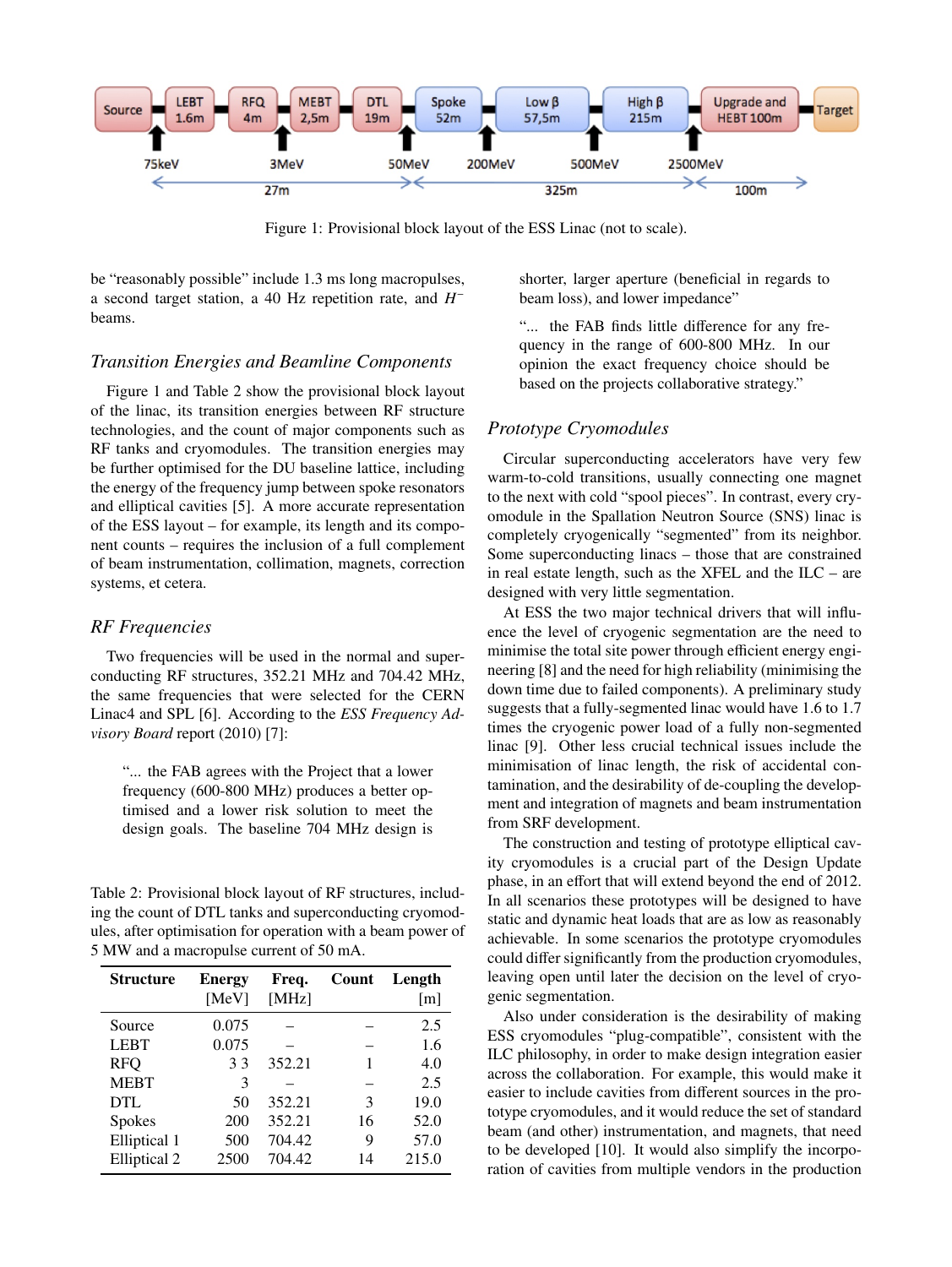Figure 1: Provisional block layout of the ESS Linac (not to scale).

be "reasonably possible" include 1.3 ms long macropulses, a second target station, a 40 Hz repetition rate, and $H^-$ beams.

### *Transition Energies and Beamline Components*

Figure 1 and Table 2 show the provisional block layout of the linac, its transition energies between RF structure technologies, and the count of major components such as RF tanks and cryomodules. The transition energies may be further optimised for the DU baseline lattice, including the energy of the frequency jump between spoke resonators and elliptical cavities [5]. A more accurate representation of the ESS layout – for example, its length and its component counts – requires the inclusion of a full complement of beam instrumentation, collimation, magnets, correction systems, et cetera.

### *RF Frequencies*

Two frequencies will be used in the normal and superconducting RF structures, 352.21 MHz and 704.42 MHz, the same frequencies that were selected for the CERN Linac4 and SPL [6]. According to the *ESS Frequency Advisory Board* report (2010) [7]:

> "... the FAB agrees with the Project that a lower frequency (600-800 MHz) produces a better optimised and a lower risk solution to meet the design goals. The baseline 704 MHz design is shorter, larger aperture (beneficial in regards to beam loss), and lower impedance"
>
> "... the FAB finds little difference for any frequency in the range of 600-800 MHz. In our opinion the exact frequency choice should be based on the projects collaborative strategy."

Table 2: Provisional block layout of RF structures, including the count of DTL tanks and superconducting cryomodules, after optimisation for operation with a beam power of 5 MW and a macropulse current of 50 mA.

| Structure | Energy [MeV] | Freq. [MHz] | Count | Length [m] |
|---|---|---|---|---|
| Source | 0.075 | – | – | 2.5 |
| LEBT | 0.075 | – | – | 1.6 |
| RFQ | 3 3 | 352.21 | 1 | 4.0 |
| MEBT | 3 | – | – | 2.5 |
| DTL | 50 | 352.21 | 3 | 19.0 |
| Spokes | 200 | 352.21 | 16 | 52.0 |
| Elliptical 1 | 500 | 704.42 | 9 | 57.0 |
| Elliptical 2 | 2500 | 704.42 | 14 | 215.0 |

### *Prototype Cryomodules*

Circular superconducting accelerators have very few warm-to-cold transitions, usually connecting one magnet to the next with cold "spool pieces". In contrast, every cryomodule in the Spallation Neutron Source (SNS) linac is completely cryogenically "segmented" from its neighbor. Some superconducting linacs – those that are constrained in real estate length, such as the XFEL and the ILC – are designed with very little segmentation.

At ESS the two major technical drivers that will influence the level of cryogenic segmentation are the need to minimise the total site power through efficient energy engineering [8] and the need for high reliability (minimising the down time due to failed components). A preliminary study suggests that a fully-segmented linac would have 1.6 to 1.7 times the cryogenic power load of a fully non-segmented linac [9]. Other less crucial technical issues include the minimisation of linac length, the risk of accidental contamination, and the desirability of de-coupling the development and integration of magnets and beam instrumentation from SRF development.

The construction and testing of prototype elliptical cavity cryomodules is a crucial part of the Design Update phase, in an effort that will extend beyond the end of 2012. In all scenarios these prototypes will be designed to have static and dynamic heat loads that are as low as reasonably achievable. In some scenarios the prototype cryomodules could differ significantly from the production cryomodules, leaving open until later the decision on the level of cryogenic segmentation.

Also under consideration is the desirability of making ESS cryomodules "plug-compatible", consistent with the ILC philosophy, in order to make design integration easier across the collaboration. For example, this would make it easier to include cavities from different sources in the prototype cryomodules, and it would reduce the set of standard beam (and other) instrumentation, and magnets, that need to be developed [10]. It would also simplify the incorporation of cavities from multiple vendors in the production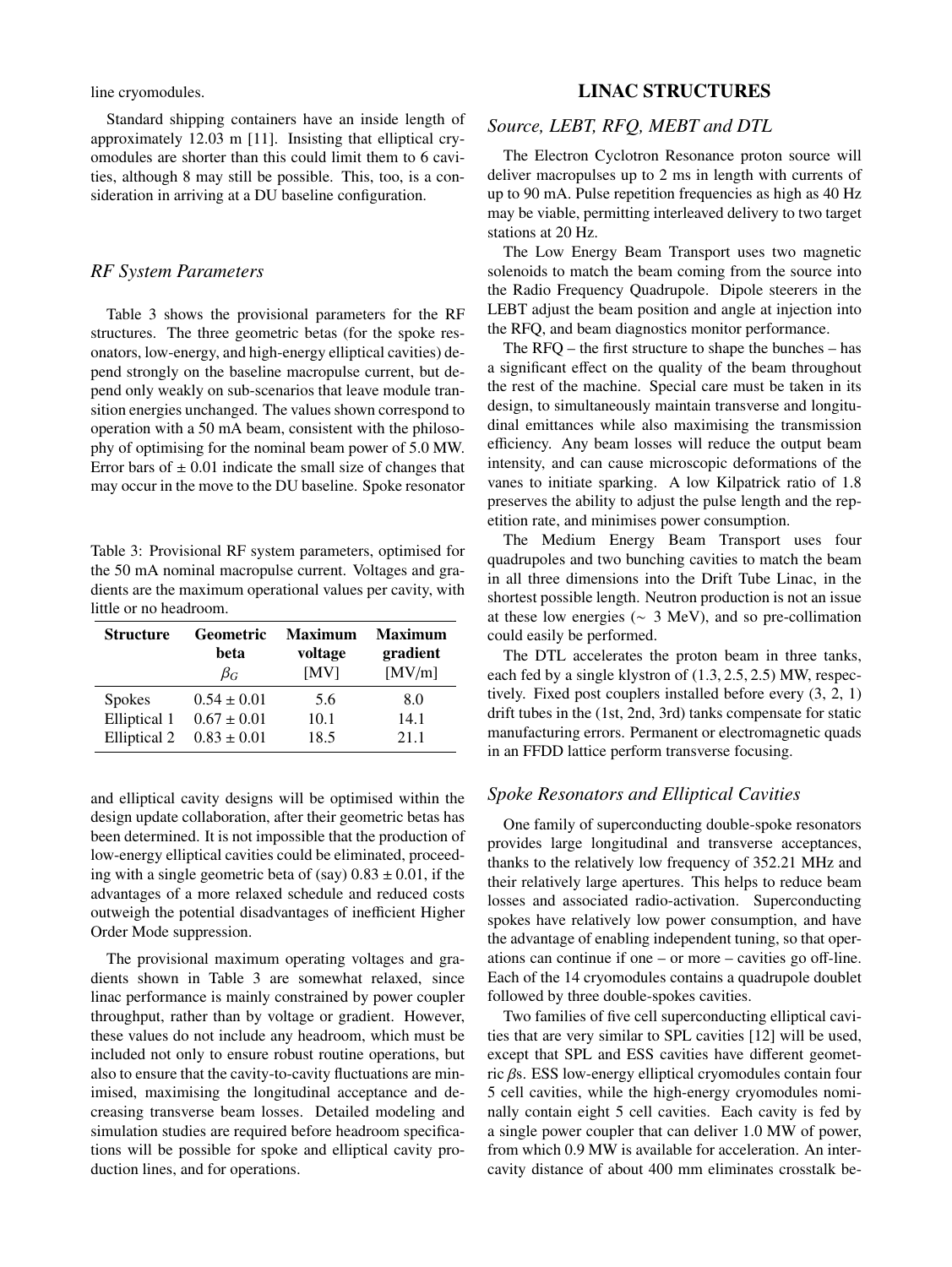line cryomodules.

Standard shipping containers have an inside length of approximately 12.03 m [11]. Insisting that elliptical cryomodules are shorter than this could limit them to 6 cavities, although 8 may still be possible. This, too, is a consideration in arriving at a DU baseline configuration.

### *RF System Parameters*

Table 3 shows the provisional parameters for the RF structures. The three geometric betas (for the spoke resonators, low-energy, and high-energy elliptical cavities) depend strongly on the baseline macropulse current, but depend only weakly on sub-scenarios that leave module transition energies unchanged. The values shown correspond to operation with a 50 mA beam, consistent with the philosophy of optimising for the nominal beam power of 5.0 MW. Error bars of ± 0.01 indicate the small size of changes that may occur in the move to the DU baseline. Spoke resonator and elliptical cavity designs will be optimised within the design update collaboration, after their geometric betas has been determined. It is not impossible that the production of low-energy elliptical cavities could be eliminated, proceeding with a single geometric beta of (say) 0.83 ± 0.01, if the advantages of a more relaxed schedule and reduced costs outweigh the potential disadvantages of inefficient Higher Order Mode suppression.

Table 3: Provisional RF system parameters, optimised for the 50 mA nominal macropulse current. Voltages and gradients are the maximum operational values per cavity, with little or no headroom.

| **Structure** | **Geometric beta** $\beta_G$ | **Maximum voltage** [MV] | **Maximum gradient** [MV/m] |
|---|---|---|---|
| Spokes | $0.54 \pm 0.01$ | 5.6 | 8.0 |
| Elliptical 1 | $0.67 \pm 0.01$ | 10.1 | 14.1 |
| Elliptical 2 | $0.83 \pm 0.01$ | 18.5 | 21.1 |

The provisional maximum operating voltages and gradients shown in Table 3 are somewhat relaxed, since linac performance is mainly constrained by power coupler throughput, rather than by voltage or gradient. However, these values do not include any headroom, which must be included not only to ensure robust routine operations, but also to ensure that the cavity-to-cavity fluctuations are minimised, maximising the longitudinal acceptance and decreasing transverse beam losses. Detailed modeling and simulation studies are required before headroom specifications will be possible for spoke and elliptical cavity production lines, and for operations.

## LINAC STRUCTURES

### *Source, LEBT, RFQ, MEBT and DTL*

The Electron Cyclotron Resonance proton source will deliver macropulses up to 2 ms in length with currents of up to 90 mA. Pulse repetition frequencies as high as 40 Hz may be viable, permitting interleaved delivery to two target stations at 20 Hz.

The Low Energy Beam Transport uses two magnetic solenoids to match the beam coming from the source into the Radio Frequency Quadrupole. Dipole steerers in the LEBT adjust the beam position and angle at injection into the RFQ, and beam diagnostics monitor performance.

The RFQ – the first structure to shape the bunches – has a significant effect on the quality of the beam throughout the rest of the machine. Special care must be taken in its design, to simultaneously maintain transverse and longitudinal emittances while also maximising the transmission efficiency. Any beam losses will reduce the output beam intensity, and can cause microscopic deformations of the vanes to initiate sparking. A low Kilpatrick ratio of 1.8 preserves the ability to adjust the pulse length and the repetition rate, and minimises power consumption.

The Medium Energy Beam Transport uses four quadrupoles and two bunching cavities to match the beam in all three dimensions into the Drift Tube Linac, in the shortest possible length. Neutron production is not an issue at these low energies ($\sim$ 3 MeV), and so pre-collimation could easily be performed.

The DTL accelerates the proton beam in three tanks, each fed by a single klystron of (1.3, 2.5, 2.5) MW, respectively. Fixed post couplers installed before every (3, 2, 1) drift tubes in the (1st, 2nd, 3rd) tanks compensate for static manufacturing errors. Permanent or electromagnetic quads in an FFDD lattice perform transverse focusing.

### *Spoke Resonators and Elliptical Cavities*

One family of superconducting double-spoke resonators provides large longitudinal and transverse acceptances, thanks to the relatively low frequency of 352.21 MHz and their relatively large apertures. This helps to reduce beam losses and associated radio-activation. Superconducting spokes have relatively low power consumption, and have the advantage of enabling independent tuning, so that operations can continue if one – or more – cavities go off-line. Each of the 14 cryomodules contains a quadrupole doublet followed by three double-spokes cavities.

Two families of five cell superconducting elliptical cavities that are very similar to SPL cavities [12] will be used, except that SPL and ESS cavities have different geometric $\beta$s. ESS low-energy elliptical cryomodules contain four 5 cell cavities, while the high-energy cryomodules nominally contain eight 5 cell cavities. Each cavity is fed by a single power coupler that can deliver 1.0 MW of power, from which 0.9 MW is available for acceleration. An intercavity distance of about 400 mm eliminates crosstalk be-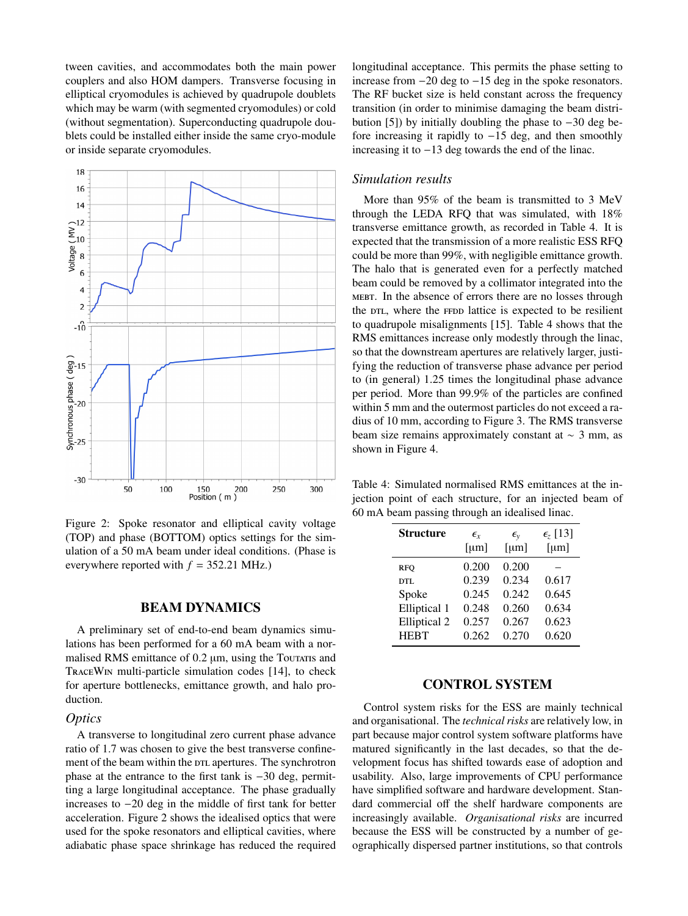tween cavities, and accommodates both the main power couplers and also HOM dampers. Transverse focusing in elliptical cryomodules is achieved by quadrupole doublets which may be warm (with segmented cryomodules) or cold (without segmentation). Superconducting quadrupole doublets could be installed either inside the same cryo-module or inside separate cryomodules.

Figure 2: Spoke resonator and elliptical cavity voltage (TOP) and phase (BOTTOM) optics settings for the simulation of a 50 mA beam under ideal conditions. (Phase is everywhere reported with $f = 352.21$ MHz.)

## BEAM DYNAMICS

A preliminary set of end-to-end beam dynamics simulations has been performed for a 60 mA beam with a normalised RMS emittance of 0.2 µm, using the TOUTATIS and TRACEWIN multi-particle simulation codes [14], to check for aperture bottlenecks, emittance growth, and halo production.

### *Optics*

A transverse to longitudinal zero current phase advance ratio of 1.7 was chosen to give the best transverse confinement of the beam within the DTL apertures. The synchrotron phase at the entrance to the first tank is −30 deg, permitting a large longitudinal acceptance. The phase gradually increases to −20 deg in the middle of first tank for better acceleration. Figure 2 shows the idealised optics that were used for the spoke resonators and elliptical cavities, where adiabatic phase space shrinkage has reduced the required longitudinal acceptance. This permits the phase setting to increase from −20 deg to −15 deg in the spoke resonators. The RF bucket size is held constant across the frequency transition (in order to minimise damaging the beam distribution [5]) by initially doubling the phase to −30 deg before increasing it rapidly to −15 deg, and then smoothly increasing it to −13 deg towards the end of the linac.

### *Simulation results*

More than 95% of the beam is transmitted to 3 MeV through the LEDA RFQ that was simulated, with 18% transverse emittance growth, as recorded in Table 4. It is expected that the transmission of a more realistic ESS RFQ could be more than 99%, with negligible emittance growth. The halo that is generated even for a perfectly matched beam could be removed by a collimator integrated into the MEBT. In the absence of errors there are no losses through the DTL, where the FFDD lattice is expected to be resilient to quadrupole misalignments [15]. Table 4 shows that the RMS emittances increase only modestly through the linac, so that the downstream apertures are relatively larger, justifying the reduction of transverse phase advance per period to (in general) 1.25 times the longitudinal phase advance per period. More than 99.9% of the particles are confined within 5 mm and the outermost particles do not exceed a radius of 10 mm, according to Figure 3. The RMS transverse beam size remains approximately constant at ∼ 3 mm, as shown in Figure 4.

Table 4: Simulated normalised RMS emittances at the injection point of each structure, for an injected beam of 60 mA beam passing through an idealised linac.

| Structure | $\epsilon_x$ [µm] | $\epsilon_y$ [µm] | $\epsilon_z$ [13] [µm] |
|---|---|---|---|
| RFQ | 0.200 | 0.200 | – |
| DTL | 0.239 | 0.234 | 0.617 |
| Spoke | 0.245 | 0.242 | 0.645 |
| Elliptical 1 | 0.248 | 0.260 | 0.634 |
| Elliptical 2 | 0.257 | 0.267 | 0.623 |
| HEBT | 0.262 | 0.270 | 0.620 |

## CONTROL SYSTEM

Control system risks for the ESS are mainly technical and organisational. The *technical risks* are relatively low, in part because major control system software platforms have matured significantly in the last decades, so that the development focus has shifted towards ease of adoption and usability. Also, large improvements of CPU performance have simplified software and hardware development. Standard commercial off the shelf hardware components are increasingly available. *Organisational risks* are incurred because the ESS will be constructed by a number of geographically dispersed partner institutions, so that controls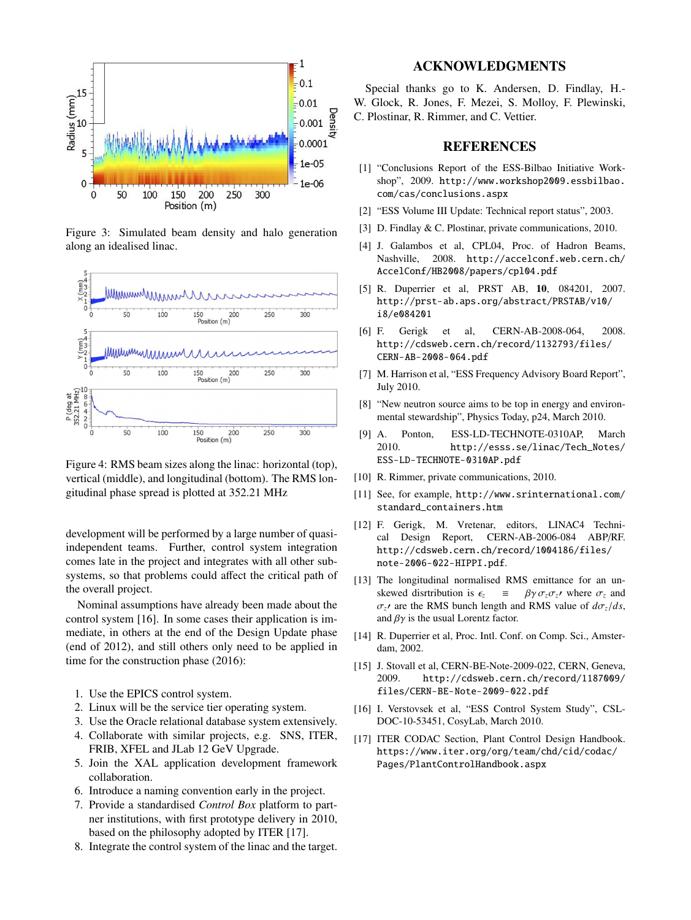Radius (mm)
15
10
5
0
0 50 100 150 200 250 300
Position (m)
1
0.1
0.01
0.001
0.0001
1e-05
1e-06
Density

Figure 3: Simulated beam density and halo generation along an idealised linac.

X (mm)
Y (mm)
P (deg at 352.21 MHz)
0 50 100 150 200 250 300
Position (m)

Figure 4: RMS beam sizes along the linac: horizontal (top), vertical (middle), and longitudinal (bottom). The RMS longitudinal phase spread is plotted at 352.21 MHz

development will be performed by a large number of quasi-independent teams. Further, control system integration comes late in the project and integrates with all other subsystems, so that problems could affect the critical path of the overall project.

Nominal assumptions have already been made about the control system [16]. In some cases their application is immediate, in others at the end of the Design Update phase (end of 2012), and still others only need to be applied in time for the construction phase (2016):

1. Use the EPICS control system.
2. Linux will be the service tier operating system.
3. Use the Oracle relational database system extensively.
4. Collaborate with similar projects, e.g. SNS, ITER, FRIB, XFEL and JLab 12 GeV Upgrade.
5. Join the XAL application development framework collaboration.
6. Introduce a naming convention early in the project.
7. Provide a standardised *Control Box* platform to partner institutions, with first prototype delivery in 2010, based on the philosophy adopted by ITER [17].
8. Integrate the control system of the linac and the target.

## ACKNOWLEDGMENTS

Special thanks go to K. Andersen, D. Findlay, H.-W. Glock, R. Jones, F. Mezei, S. Molloy, F. Plewinski, C. Plostinar, R. Rimmer, and C. Vettier.

## REFERENCES

[1] "Conclusions Report of the ESS-Bilbao Initiative Workshop", 2009. http://www.workshop2009.essbilbao.com/cas/conclusions.aspx

[2] "ESS Volume III Update: Technical report status", 2003.

[3] D. Findlay & C. Plostinar, private communications, 2010.

[4] J. Galambos et al, CPL04, Proc. of Hadron Beams, Nashville, 2008. http://accelconf.web.cern.ch/AccelConf/HB2008/papers/cpl04.pdf

[5] R. Duperrier et al, PRST AB, **10**, 084201, 2007. http://prst-ab.aps.org/abstract/PRSTAB/v10/i8/e084201

[6] F. Gerigk et al, CERN-AB-2008-064, 2008. http://cdsweb.cern.ch/record/1132793/files/CERN-AB-2008-064.pdf

[7] M. Harrison et al, "ESS Frequency Advisory Board Report", July 2010.

[8] "New neutron source aims to be top in energy and environmental stewardship", Physics Today, p24, March 2010.

[9] A. Ponton, ESS-LD-TECHNOTE-0310AP, March 2010. http://esss.se/linac/Tech_Notes/ESS-LD-TECHNOTE-0310AP.pdf

[10] R. Rimmer, private communications, 2010.

[11] See, for example, http://www.srinternational.com/standard_containers.htm

[12] F. Gerigk, M. Vretenar, editors, LINAC4 Technical Design Report, CERN-AB-2006-084 ABP/RF. http://cdsweb.cern.ch/record/1004186/files/note-2006-022-HIPPI.pdf.

[13] The longitudinal normalised RMS emittance for an unskewed disrtribution is $\epsilon_z \equiv \beta\gamma\,\sigma_z\sigma_{z'}$ where $\sigma_z$ and $\sigma_{z'}$ are the RMS bunch length and RMS value of $d\sigma_z/ds$, and $\beta\gamma$ is the usual Lorentz factor.

[14] R. Duperrier et al, Proc. Intl. Conf. on Comp. Sci., Amsterdam, 2002.

[15] J. Stovall et al, CERN-BE-Note-2009-022, CERN, Geneva, 2009. http://cdsweb.cern.ch/record/1187009/files/CERN-BE-Note-2009-022.pdf

[16] I. Verstovsek et al, "ESS Control System Study", CSL-DOC-10-53451, CosyLab, March 2010.

[17] ITER CODAC Section, Plant Control Design Handbook. https://www.iter.org/org/team/chd/cid/codac/Pages/PlantControlHandbook.aspx